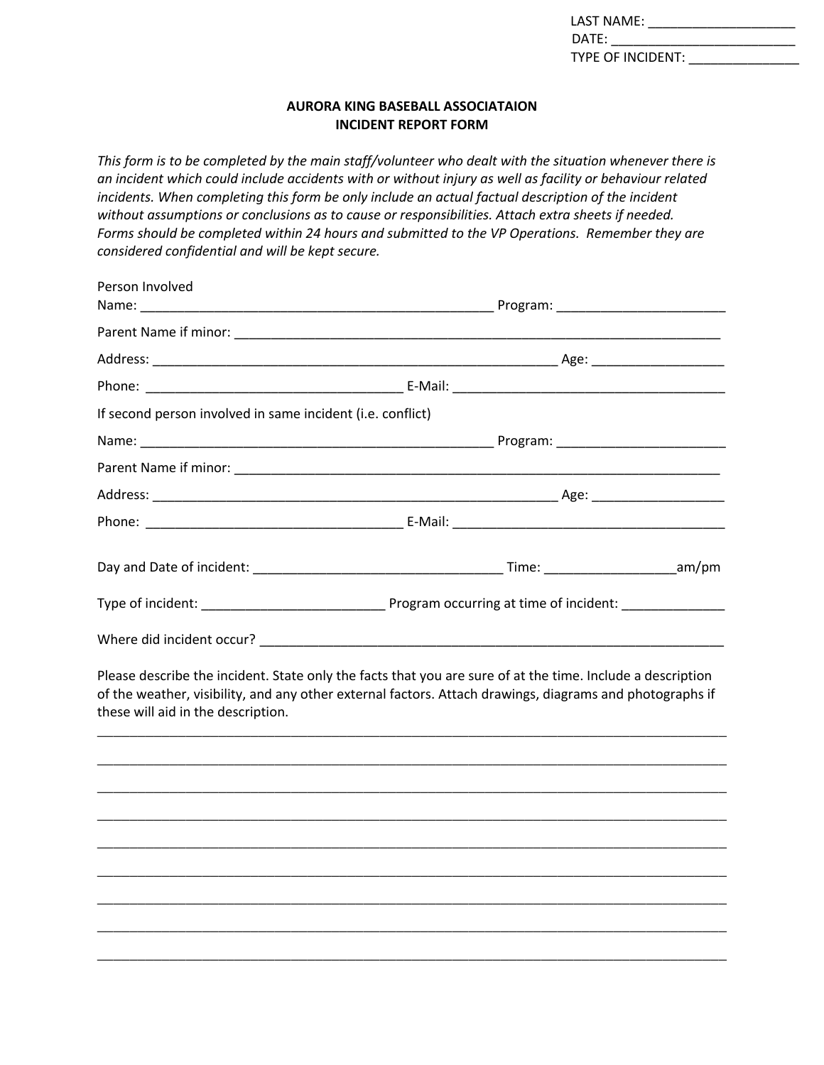LAST NAME: ____________________
DATE: __________________________
TYPE OF INCIDENT: _______________

## AURORA KING BASEBALL ASSOCIATAION
## INCIDENT REPORT FORM

*This form is to be completed by the main staff/volunteer who dealt with the situation whenever there is an incident which could include accidents with or without injury as well as facility or behaviour related incidents. When completing this form be only include an actual factual description of the incident without assumptions or conclusions as to cause or responsibilities. Attach extra sheets if needed. Forms should be completed within 24 hours and submitted to the VP Operations. Remember they are considered confidential and will be kept secure.*

Person Involved
Name: __________________________________________________ Program: _______________________

Parent Name if minor: _____________________________________________________________________

Address: _________________________________________________________ Age: __________________

Phone: ___________________________________ E-Mail: ______________________________________

If second person involved in same incident (i.e. conflict)

Name: __________________________________________________ Program: _______________________

Parent Name if minor: _____________________________________________________________________

Address: _________________________________________________________ Age: __________________

Phone: ___________________________________ E-Mail: ______________________________________

Day and Date of incident: __________________________________ Time: __________________am/pm

Type of incident: _________________________ Program occurring at time of incident: ______________

Where did incident occur? ________________________________________________________________

Please describe the incident. State only the facts that you are sure of at the time. Include a description of the weather, visibility, and any other external factors. Attach drawings, diagrams and photographs if these will aid in the description.

______________________________________________________________________________________

______________________________________________________________________________________

______________________________________________________________________________________

______________________________________________________________________________________

______________________________________________________________________________________

______________________________________________________________________________________

______________________________________________________________________________________

______________________________________________________________________________________

______________________________________________________________________________________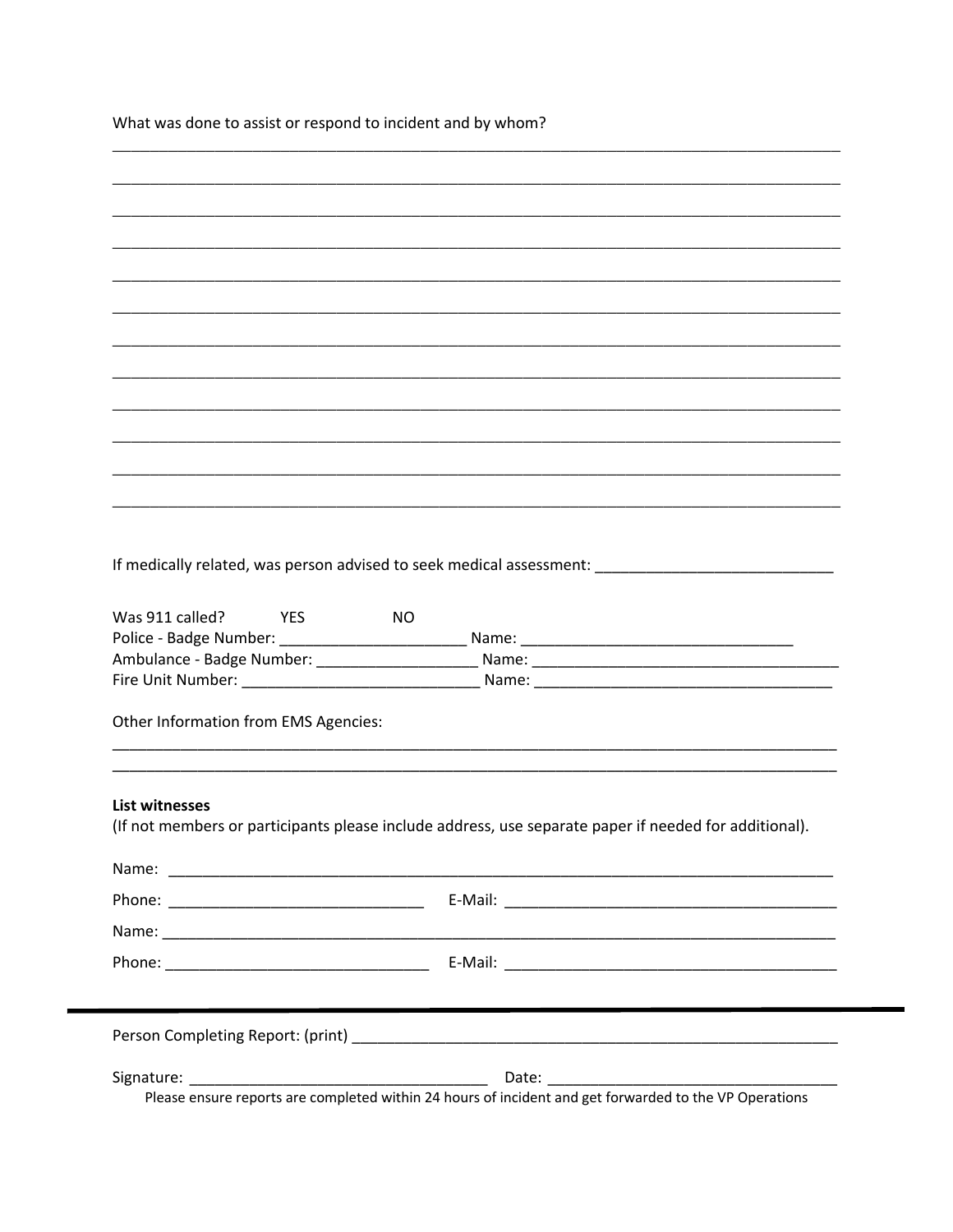What was done to assist or respond to incident and by whom?

______________________________________________________________________________________

______________________________________________________________________________________

______________________________________________________________________________________

______________________________________________________________________________________

______________________________________________________________________________________

______________________________________________________________________________________

______________________________________________________________________________________

______________________________________________________________________________________

______________________________________________________________________________________

______________________________________________________________________________________

______________________________________________________________________________________

______________________________________________________________________________________

If medically related, was person advised to seek medical assessment: ____________________________

Was 911 called? YES NO

Police - Badge Number: ______________________ Name: ________________________________

Ambulance - Badge Number: ___________________ Name: ____________________________________

Fire Unit Number: ____________________________ Name: __________________________________

Other Information from EMS Agencies:

______________________________________________________________________________________

______________________________________________________________________________________

**List witnesses**

(If not members or participants please include address, use separate paper if needed for additional).

Name: _______________________________________________________________________________

Phone: ______________________________ E-Mail: _______________________________________

Name: ________________________________________________________________________________

Phone: _______________________________ E-Mail: _______________________________________

---

Person Completing Report: (print) __________________________________________________________

Signature: ___________________________________ Date: __________________________________

Please ensure reports are completed within 24 hours of incident and get forwarded to the VP Operations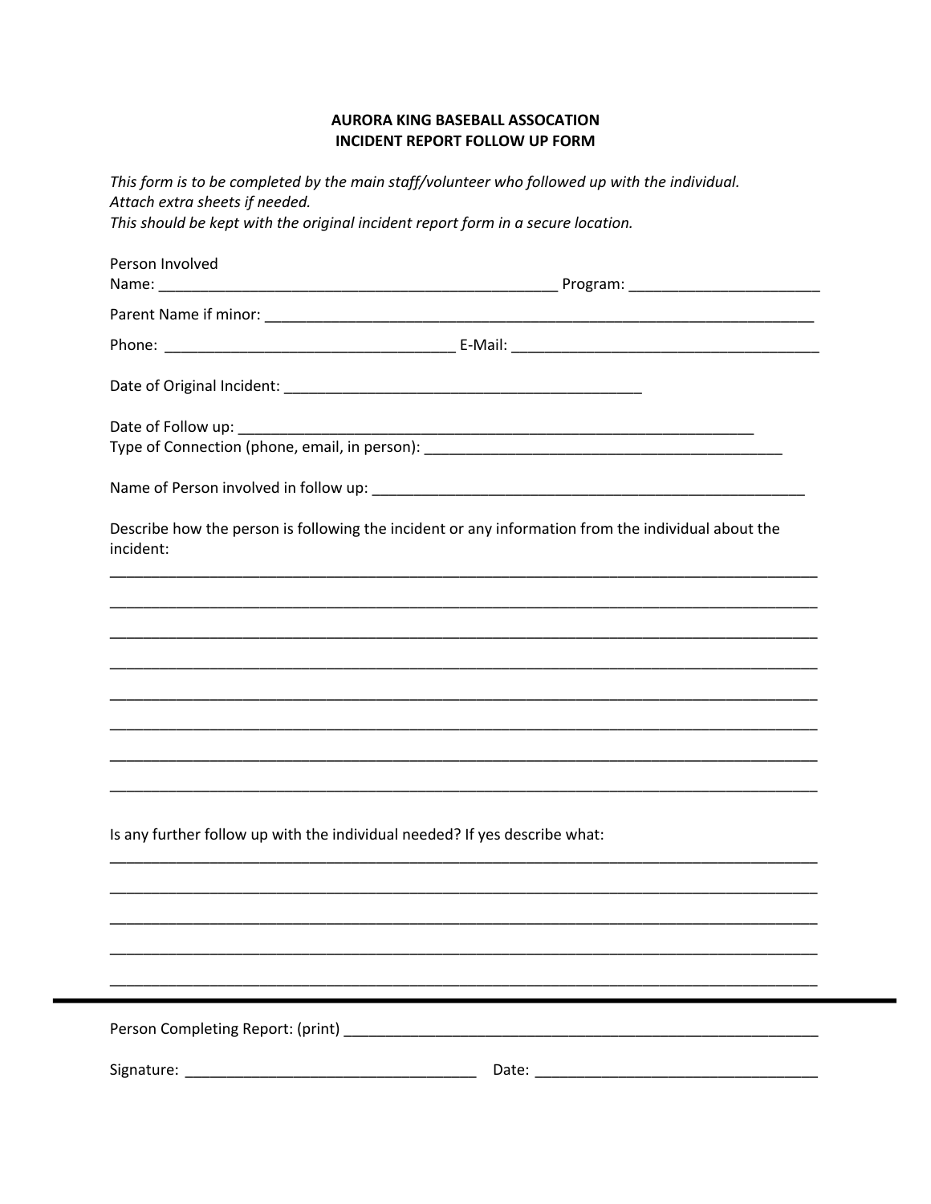**AURORA KING BASEBALL ASSOCATION**
**INCIDENT REPORT FOLLOW UP FORM**

*This form is to be completed by the main staff/volunteer who followed up with the individual.*
*Attach extra sheets if needed.*
*This should be kept with the original incident report form in a secure location.*

Person Involved
Name: ______________________________________________ Program: ______________________

Parent Name if minor: ______________________________________________________________

Phone: ________________________________ E-Mail: __________________________________

Date of Original Incident: _________________________________________

Date of Follow up: _____________________________________________________________
Type of Connection (phone, email, in person): _________________________________________

Name of Person involved in follow up: _________________________________________________

Describe how the person is following the incident or any information from the individual about the incident:

_____________________________________________________________________________________

_____________________________________________________________________________________

_____________________________________________________________________________________

_____________________________________________________________________________________

_____________________________________________________________________________________

_____________________________________________________________________________________

_____________________________________________________________________________________

_____________________________________________________________________________________

Is any further follow up with the individual needed? If yes describe what:

_____________________________________________________________________________________

_____________________________________________________________________________________

_____________________________________________________________________________________

_____________________________________________________________________________________

_____________________________________________________________________________________

---

Person Completing Report: (print) ______________________________________________________

Signature: ________________________________ Date: ________________________________